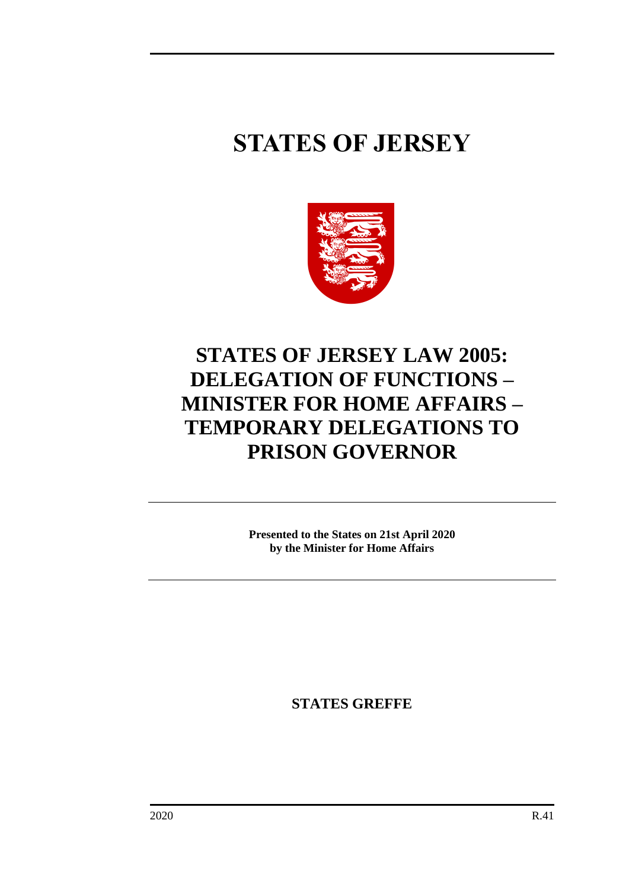# STATES OF JERSEY

# STATES OF JERSEY LAW 2005: DELEGATION OF FUNCTIONS – MINISTER FOR HOME AFFAIRS – TEMPORARY DELEGATIONS TO PRISON GOVERNOR

**Presented to the States on 21st April 2020**
**by the Minister for Home Affairs**

**STATES GREFFE**

2020 R.41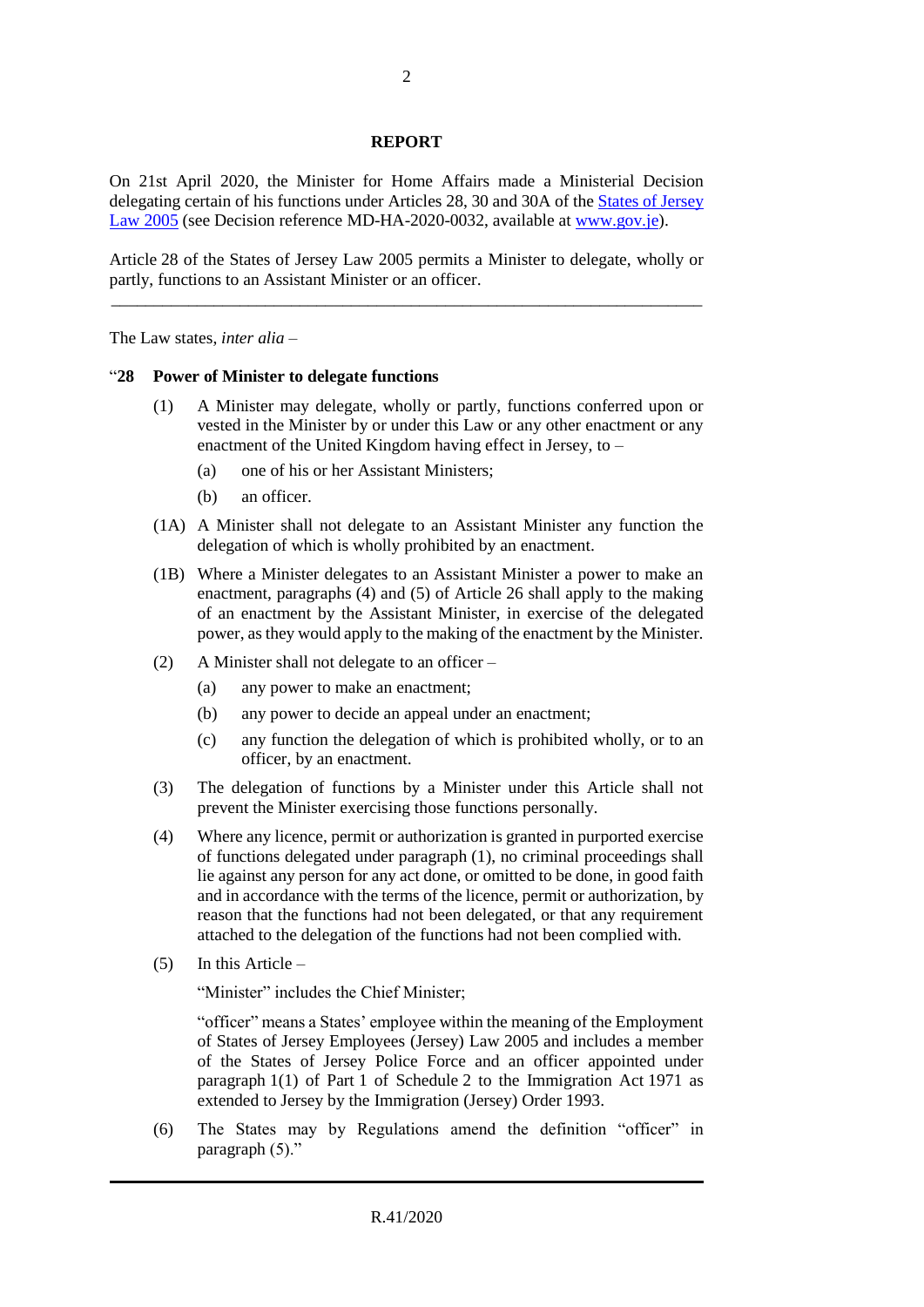## REPORT

On 21st April 2020, the Minister for Home Affairs made a Ministerial Decision delegating certain of his functions under Articles 28, 30 and 30A of the [States of Jersey Law 2005](https://www.jerseylaw.je) (see Decision reference MD-HA-2020-0032, available at [www.gov.je](http://www.gov.je)).

Article 28 of the States of Jersey Law 2005 permits a Minister to delegate, wholly or partly, functions to an Assistant Minister or an officer.

---

The Law states, *inter alia* –

"**28 Power of Minister to delegate functions**

(1) A Minister may delegate, wholly or partly, functions conferred upon or vested in the Minister by or under this Law or any other enactment or any enactment of the United Kingdom having effect in Jersey, to –

- (a) one of his or her Assistant Ministers;
- (b) an officer.

(1A) A Minister shall not delegate to an Assistant Minister any function the delegation of which is wholly prohibited by an enactment.

(1B) Where a Minister delegates to an Assistant Minister a power to make an enactment, paragraphs (4) and (5) of Article 26 shall apply to the making of an enactment by the Assistant Minister, in exercise of the delegated power, as they would apply to the making of the enactment by the Minister.

(2) A Minister shall not delegate to an officer –

- (a) any power to make an enactment;
- (b) any power to decide an appeal under an enactment;
- (c) any function the delegation of which is prohibited wholly, or to an officer, by an enactment.

(3) The delegation of functions by a Minister under this Article shall not prevent the Minister exercising those functions personally.

(4) Where any licence, permit or authorization is granted in purported exercise of functions delegated under paragraph (1), no criminal proceedings shall lie against any person for any act done, or omitted to be done, in good faith and in accordance with the terms of the licence, permit or authorization, by reason that the functions had not been delegated, or that any requirement attached to the delegation of the functions had not been complied with.

(5) In this Article –

"Minister" includes the Chief Minister;

"officer" means a States' employee within the meaning of the Employment of States of Jersey Employees (Jersey) Law 2005 and includes a member of the States of Jersey Police Force and an officer appointed under paragraph 1(1) of Part 1 of Schedule 2 to the Immigration Act 1971 as extended to Jersey by the Immigration (Jersey) Order 1993.

(6) The States may by Regulations amend the definition "officer" in paragraph (5)."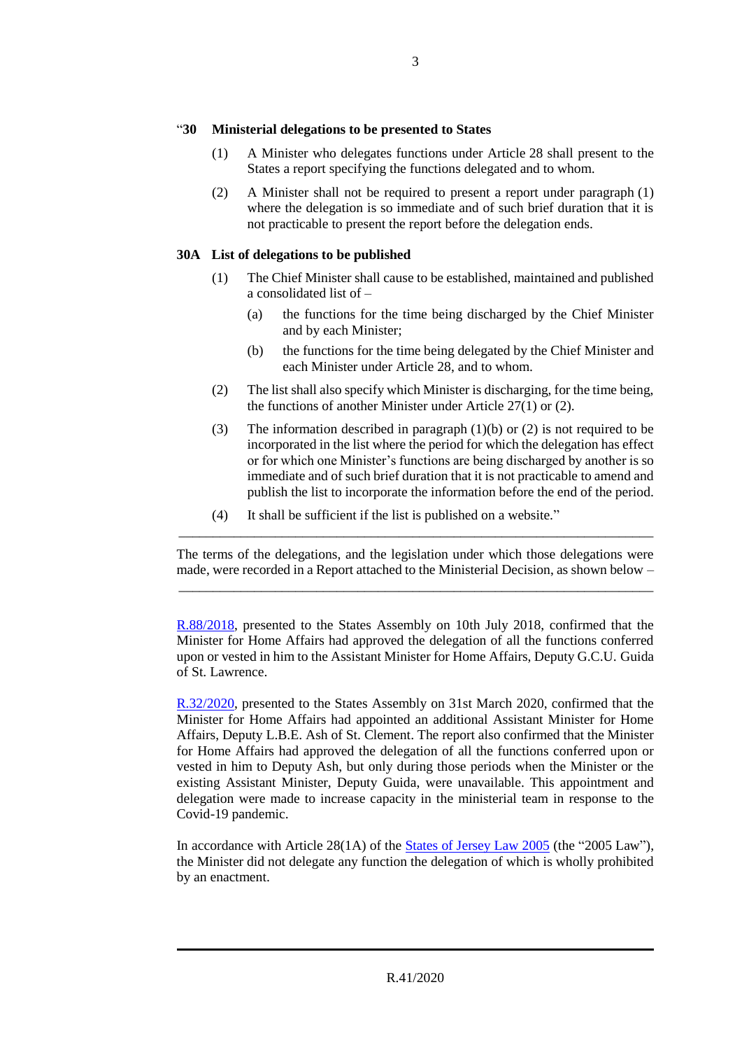“**30 Ministerial delegations to be presented to States**

(1) A Minister who delegates functions under Article 28 shall present to the States a report specifying the functions delegated and to whom.

(2) A Minister shall not be required to present a report under paragraph (1) where the delegation is so immediate and of such brief duration that it is not practicable to present the report before the delegation ends.

**30A List of delegations to be published**

(1) The Chief Minister shall cause to be established, maintained and published a consolidated list of –

(a) the functions for the time being discharged by the Chief Minister and by each Minister;

(b) the functions for the time being delegated by the Chief Minister and each Minister under Article 28, and to whom.

(2) The list shall also specify which Minister is discharging, for the time being, the functions of another Minister under Article 27(1) or (2).

(3) The information described in paragraph (1)(b) or (2) is not required to be incorporated in the list where the period for which the delegation has effect or for which one Minister’s functions are being discharged by another is so immediate and of such brief duration that it is not practicable to amend and publish the list to incorporate the information before the end of the period.

(4) It shall be sufficient if the list is published on a website.”

---

The terms of the delegations, and the legislation under which those delegations were made, were recorded in a Report attached to the Ministerial Decision, as shown below –

---

R.88/2018, presented to the States Assembly on 10th July 2018, confirmed that the Minister for Home Affairs had approved the delegation of all the functions conferred upon or vested in him to the Assistant Minister for Home Affairs, Deputy G.C.U. Guida of St. Lawrence.

R.32/2020, presented to the States Assembly on 31st March 2020, confirmed that the Minister for Home Affairs had appointed an additional Assistant Minister for Home Affairs, Deputy L.B.E. Ash of St. Clement. The report also confirmed that the Minister for Home Affairs had approved the delegation of all the functions conferred upon or vested in him to Deputy Ash, but only during those periods when the Minister or the existing Assistant Minister, Deputy Guida, were unavailable. This appointment and delegation were made to increase capacity in the ministerial team in response to the Covid-19 pandemic.

In accordance with Article 28(1A) of the States of Jersey Law 2005 (the “2005 Law”), the Minister did not delegate any function the delegation of which is wholly prohibited by an enactment.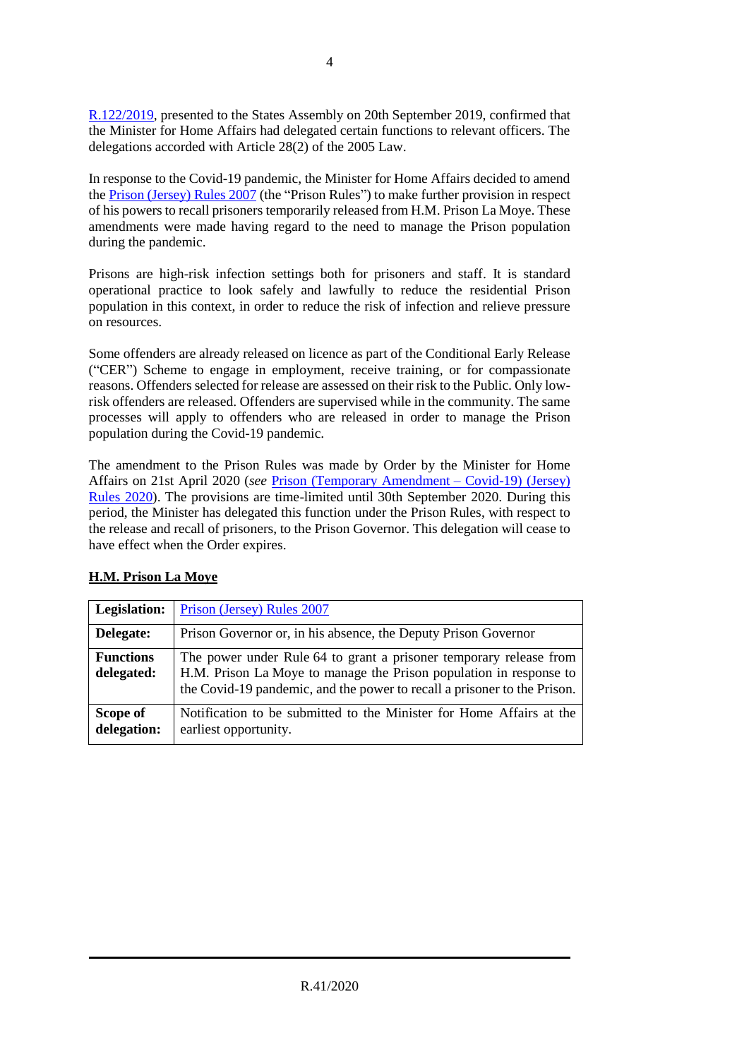R.122/2019, presented to the States Assembly on 20th September 2019, confirmed that the Minister for Home Affairs had delegated certain functions to relevant officers. The delegations accorded with Article 28(2) of the 2005 Law.

In response to the Covid-19 pandemic, the Minister for Home Affairs decided to amend the Prison (Jersey) Rules 2007 (the "Prison Rules") to make further provision in respect of his powers to recall prisoners temporarily released from H.M. Prison La Moye. These amendments were made having regard to the need to manage the Prison population during the pandemic.

Prisons are high-risk infection settings both for prisoners and staff. It is standard operational practice to look safely and lawfully to reduce the residential Prison population in this context, in order to reduce the risk of infection and relieve pressure on resources.

Some offenders are already released on licence as part of the Conditional Early Release ("CER") Scheme to engage in employment, receive training, or for compassionate reasons. Offenders selected for release are assessed on their risk to the Public. Only low-risk offenders are released. Offenders are supervised while in the community. The same processes will apply to offenders who are released in order to manage the Prison population during the Covid-19 pandemic.

The amendment to the Prison Rules was made by Order by the Minister for Home Affairs on 21st April 2020 (*see* Prison (Temporary Amendment – Covid-19) (Jersey) Rules 2020). The provisions are time-limited until 30th September 2020. During this period, the Minister has delegated this function under the Prison Rules, with respect to the release and recall of prisoners, to the Prison Governor. This delegation will cease to have effect when the Order expires.

**H.M. Prison La Moye**

| | |
|---|---|
| **Legislation:** | Prison (Jersey) Rules 2007 |
| **Delegate:** | Prison Governor or, in his absence, the Deputy Prison Governor |
| **Functions delegated:** | The power under Rule 64 to grant a prisoner temporary release from H.M. Prison La Moye to manage the Prison population in response to the Covid-19 pandemic, and the power to recall a prisoner to the Prison. |
| **Scope of delegation:** | Notification to be submitted to the Minister for Home Affairs at the earliest opportunity. |